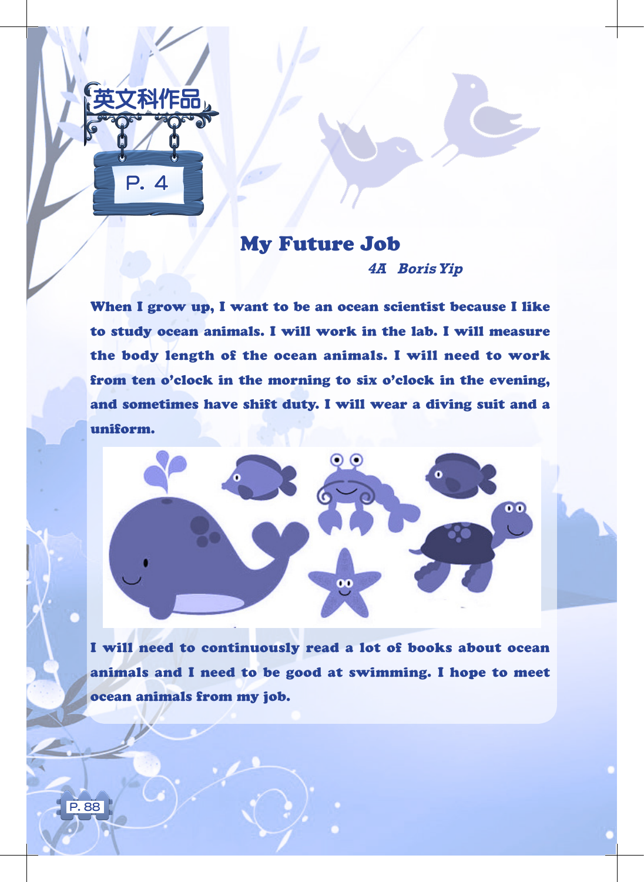英文科作品

P. 4

# My Future Job

***4A Boris Yip***

**When I grow up, I want to be an ocean scientist because I like to study ocean animals. I will work in the lab. I will measure the body length of the ocean animals. I will need to work from ten o'clock in the morning to six o'clock in the evening, and sometimes have shift duty. I will wear a diving suit and a uniform.**

**I will need to continuously read a lot of books about ocean animals and I need to be good at swimming. I hope to meet ocean animals from my job.**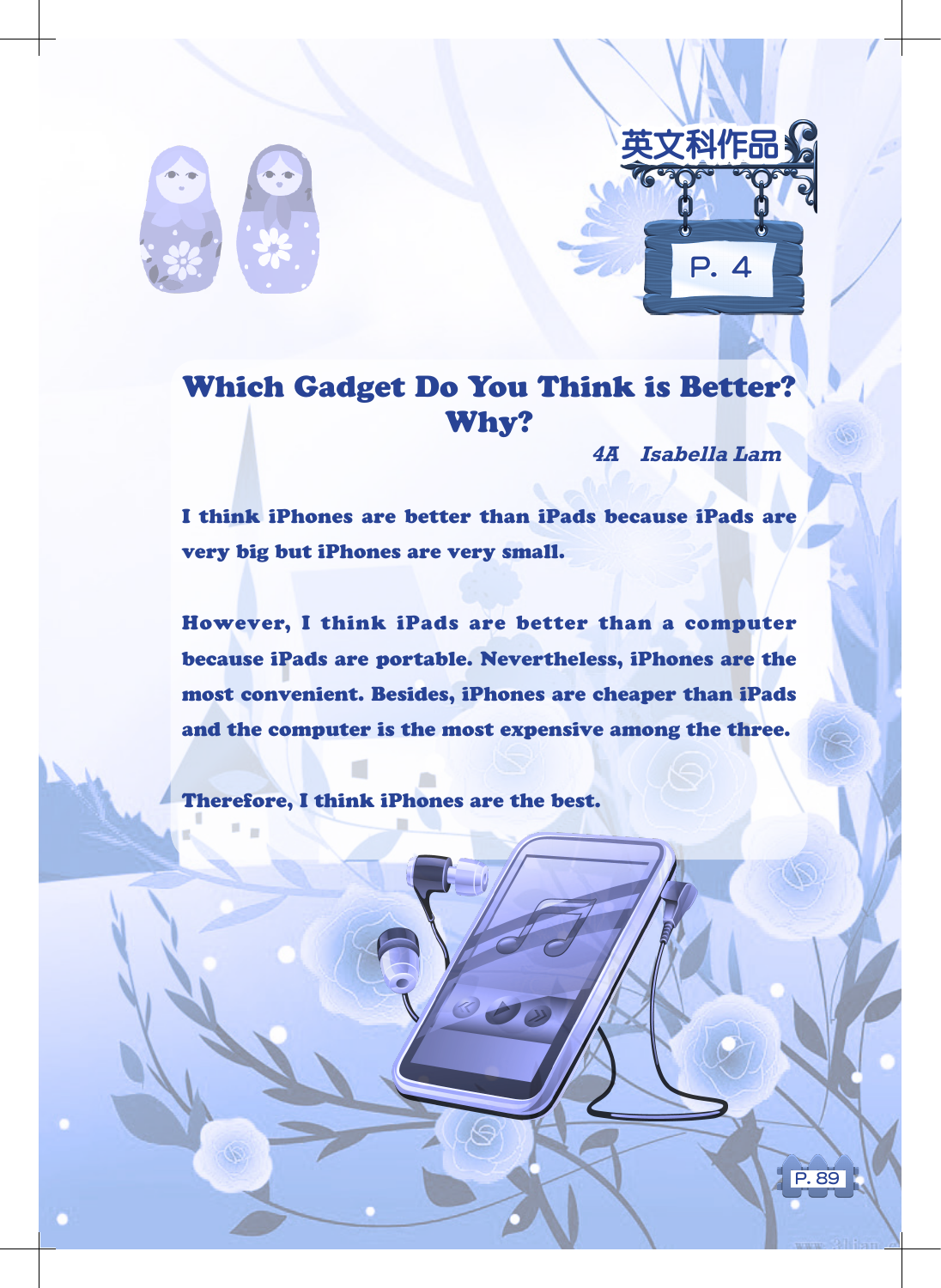英文科作品

P. 4

# Which Gadget Do You Think is Better? Why?

*4A Isabella Lam*

I think iPhones are better than iPads because iPads are very big but iPhones are very small.

However, I think iPads are better than a computer because iPads are portable. Nevertheless, iPhones are the most convenient. Besides, iPhones are cheaper than iPads and the computer is the most expensive among the three.

Therefore, I think iPhones are the best.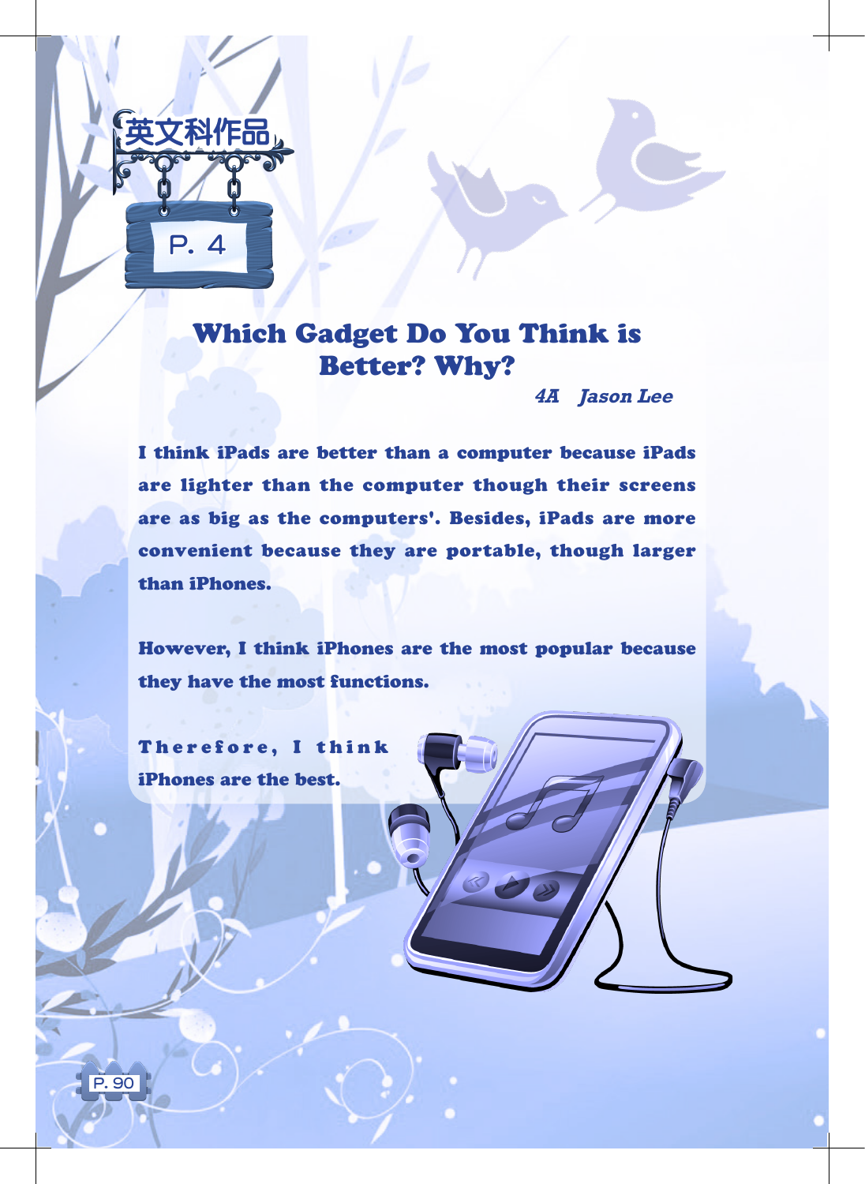英文科作品

P. 4

# Which Gadget Do You Think is Better? Why?

***4A Jason Lee***

**I think iPads are better than a computer because iPads are lighter than the computer though their screens are as big as the computers'. Besides, iPads are more convenient because they are portable, though larger than iPhones.**

**However, I think iPhones are the most popular because they have the most functions.**

**Therefore, I think iPhones are the best.**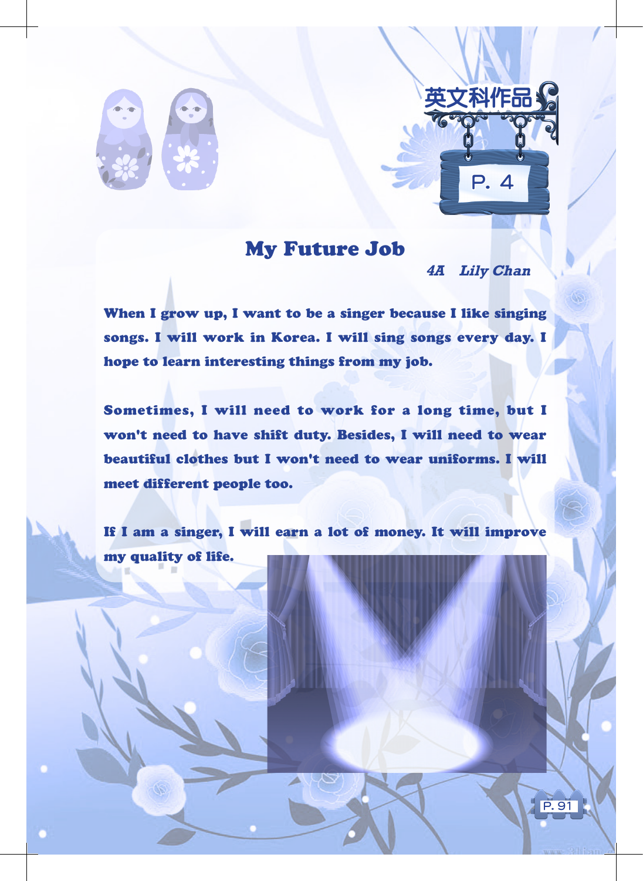英文科作品

P. 4

# My Future Job

*4A Lily Chan*

When I grow up, I want to be a singer because I like singing songs. I will work in Korea. I will sing songs every day. I hope to learn interesting things from my job.

Sometimes, I will need to work for a long time, but I won't need to have shift duty. Besides, I will need to wear beautiful clothes but I won't need to wear uniforms. I will meet different people too.

If I am a singer, I will earn a lot of money. It will improve my quality of life.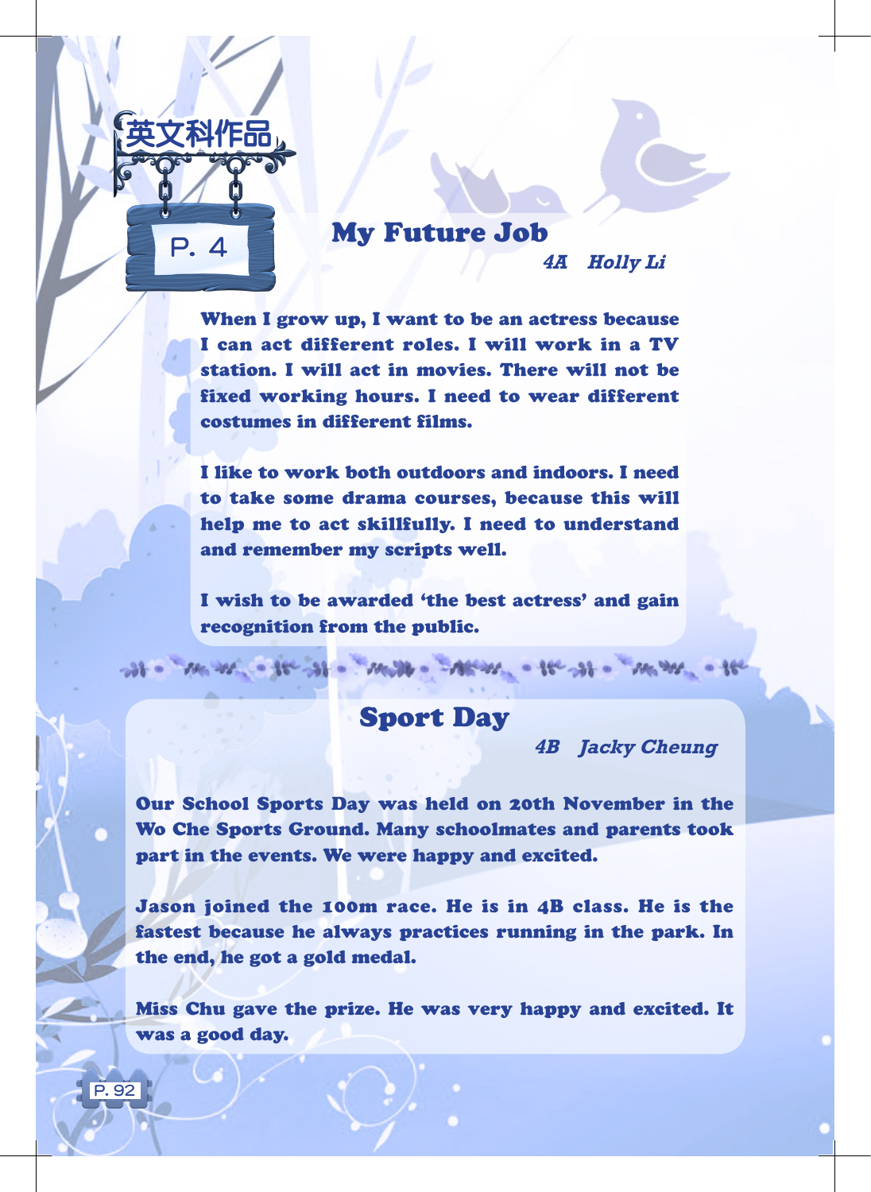英文科作品

P. 4

## My Future Job

***4A Holly Li***

**When I grow up, I want to be an actress because I can act different roles. I will work in a TV station. I will act in movies. There will not be fixed working hours. I need to wear different costumes in different films.**

**I like to work both outdoors and indoors. I need to take some drama courses, because this will help me to act skillfully. I need to understand and remember my scripts well.**

**I wish to be awarded 'the best actress' and gain recognition from the public.**

## Sport Day

***4B Jacky Cheung***

**Our School Sports Day was held on 20th November in the Wo Che Sports Ground. Many schoolmates and parents took part in the events. We were happy and excited.**

**Jason joined the 100m race. He is in 4B class. He is the fastest because he always practices running in the park. In the end, he got a gold medal.**

**Miss Chu gave the prize. He was very happy and excited. It was a good day.**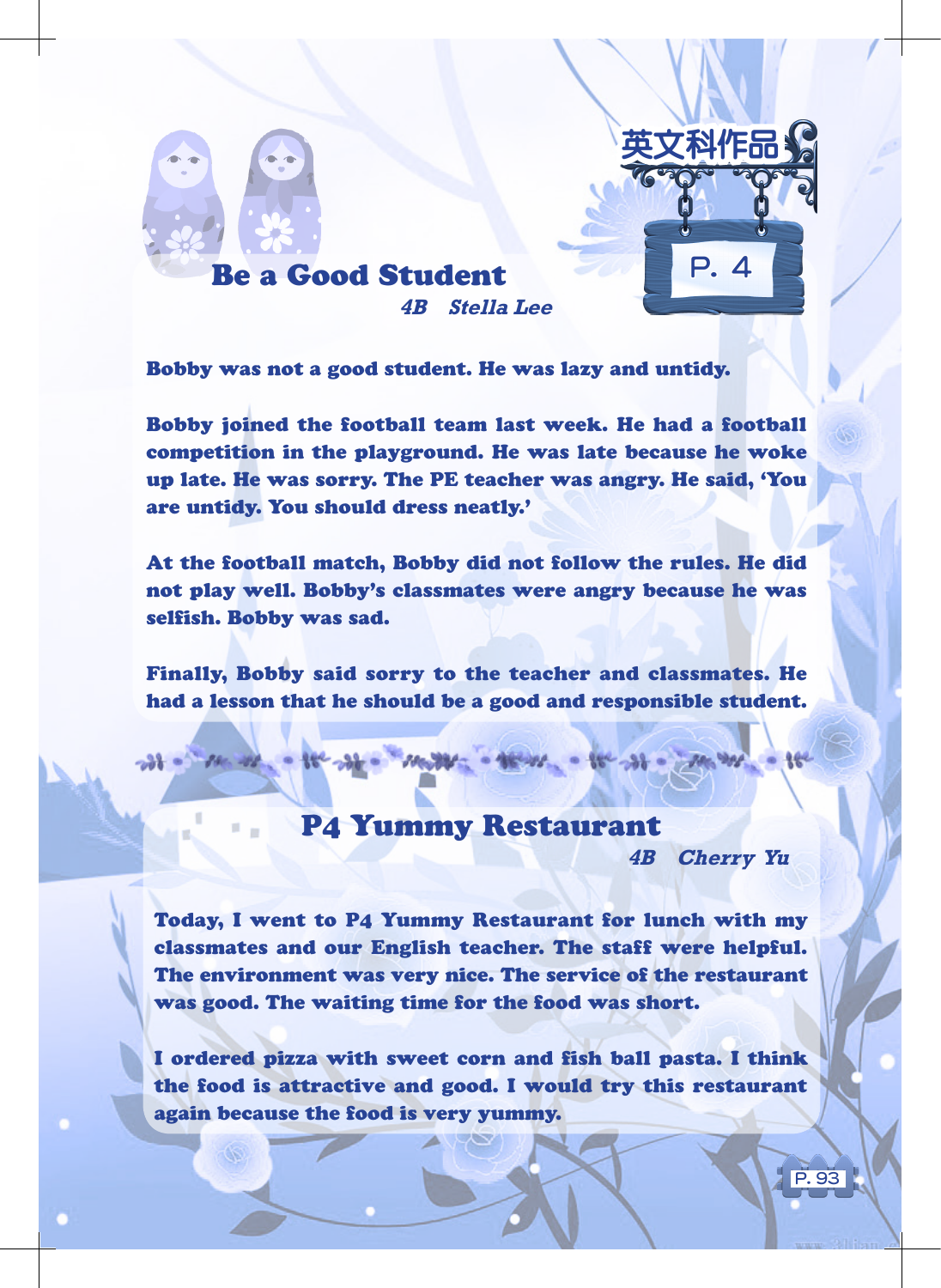英文科作品

P. 4

## Be a Good Student

*4B Stella Lee*

Bobby was not a good student. He was lazy and untidy.

Bobby joined the football team last week. He had a football competition in the playground. He was late because he woke up late. He was sorry. The PE teacher was angry. He said, 'You are untidy. You should dress neatly.'

At the football match, Bobby did not follow the rules. He did not play well. Bobby's classmates were angry because he was selfish. Bobby was sad.

Finally, Bobby said sorry to the teacher and classmates. He had a lesson that he should be a good and responsible student.

## P4 Yummy Restaurant

*4B Cherry Yu*

Today, I went to P4 Yummy Restaurant for lunch with my classmates and our English teacher. The staff were helpful. The environment was very nice. The service of the restaurant was good. The waiting time for the food was short.

I ordered pizza with sweet corn and fish ball pasta. I think the food is attractive and good. I would try this restaurant again because the food is very yummy.